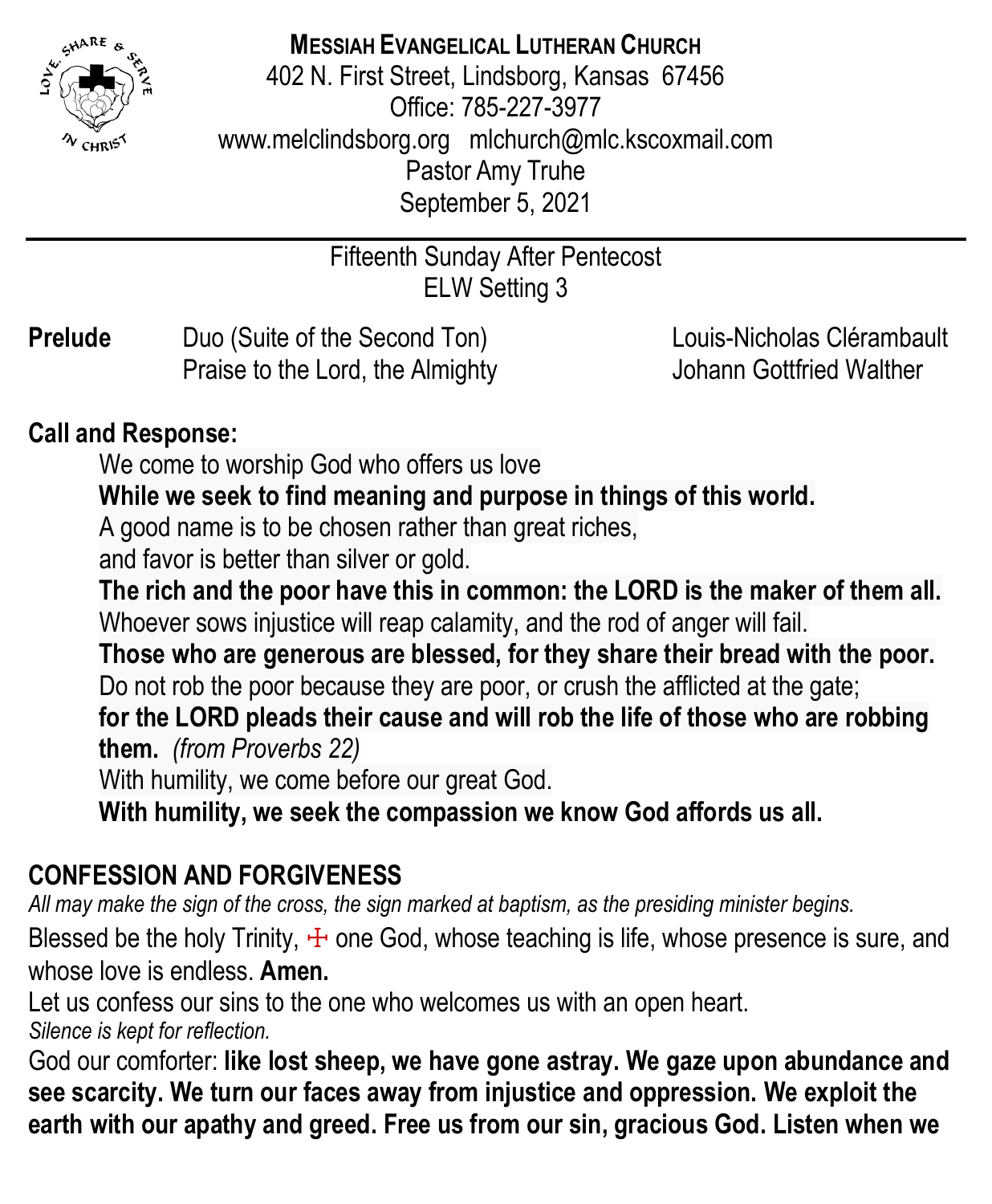**MESSIAH EVANGELICAL LUTHERAN CHURCH**
402 N. First Street, Lindsborg, Kansas 67456
Office: 785-227-3977
www.melclindsborg.org mlchurch@mlc.kscoxmail.com
Pastor Amy Truhe
September 5, 2021

---

Fifteenth Sunday After Pentecost
ELW Setting 3

| | | |
|---|---|---|
| **Prelude** | Duo (Suite of the Second Ton) | Louis-Nicholas Clérambault |
| | Praise to the Lord, the Almighty | Johann Gottfried Walther |

**Call and Response:**

We come to worship God who offers us love
**While we seek to find meaning and purpose in things of this world.**
A good name is to be chosen rather than great riches,
and favor is better than silver or gold.
**The rich and the poor have this in common: the LORD is the maker of them all.**
Whoever sows injustice will reap calamity, and the rod of anger will fail.
**Those who are generous are blessed, for they share their bread with the poor.**
Do not rob the poor because they are poor, or crush the afflicted at the gate;
**for the LORD pleads their cause and will rob the life of those who are robbing them.** *(from Proverbs 22)*
With humility, we come before our great God.
**With humility, we seek the compassion we know God affords us all.**

## CONFESSION AND FORGIVENESS

*All may make the sign of the cross, the sign marked at baptism, as the presiding minister begins.*

Blessed be the holy Trinity, ☩ one God, whose teaching is life, whose presence is sure, and whose love is endless. **Amen.**

Let us confess our sins to the one who welcomes us with an open heart.
*Silence is kept for reflection.*

God our comforter: **like lost sheep, we have gone astray. We gaze upon abundance and see scarcity. We turn our faces away from injustice and oppression. We exploit the earth with our apathy and greed. Free us from our sin, gracious God. Listen when we**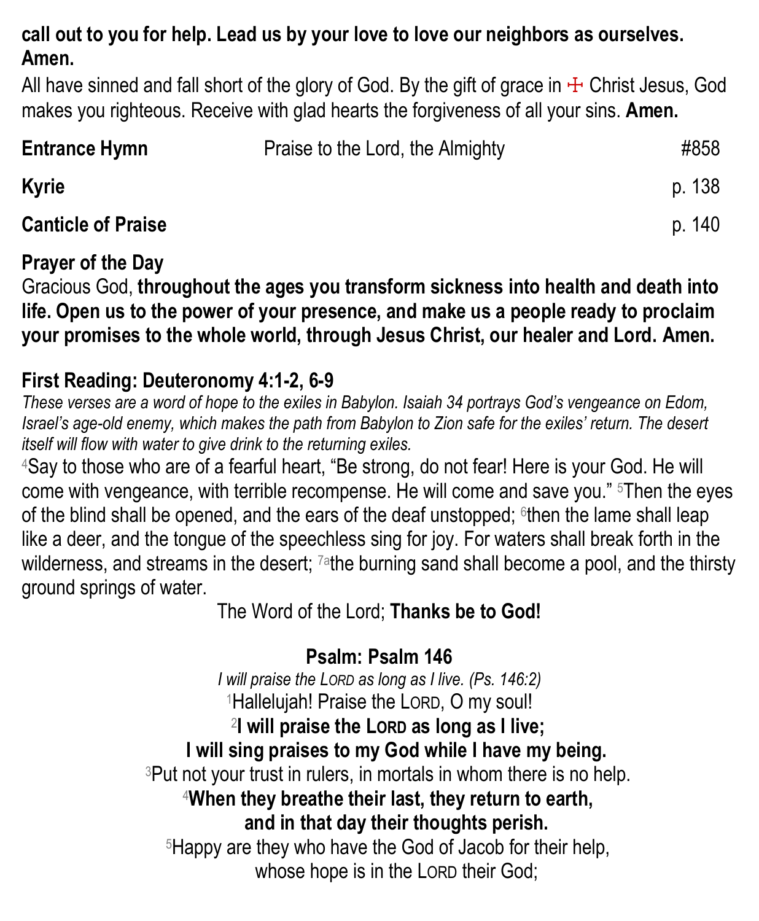**call out to you for help. Lead us by your love to love our neighbors as ourselves. Amen.**

All have sinned and fall short of the glory of God. By the gift of grace in ☩ Christ Jesus, God makes you righteous. Receive with glad hearts the forgiveness of all your sins. **Amen.**

| | | |
|---|---|---|
| **Entrance Hymn** | Praise to the Lord, the Almighty | #858 |
| **Kyrie** | | p. 138 |
| **Canticle of Praise** | | p. 140 |

**Prayer of the Day**

Gracious God, **throughout the ages you transform sickness into health and death into life. Open us to the power of your presence, and make us a people ready to proclaim your promises to the whole world, through Jesus Christ, our healer and Lord. Amen.**

**First Reading: Deuteronomy 4:1-2, 6-9**

*These verses are a word of hope to the exiles in Babylon. Isaiah 34 portrays God's vengeance on Edom, Israel's age-old enemy, which makes the path from Babylon to Zion safe for the exiles' return. The desert itself will flow with water to give drink to the returning exiles.*

[4]Say to those who are of a fearful heart, "Be strong, do not fear! Here is your God. He will come with vengeance, with terrible recompense. He will come and save you." [5]Then the eyes of the blind shall be opened, and the ears of the deaf unstopped; [6]then the lame shall leap like a deer, and the tongue of the speechless sing for joy. For waters shall break forth in the wilderness, and streams in the desert; [7a]the burning sand shall become a pool, and the thirsty ground springs of water.

The Word of the Lord; **Thanks be to God!**

**Psalm: Psalm 146**

*I will praise the LORD as long as I live. (Ps. 146:2)*

[1]Hallelujah! Praise the LORD, O my soul!
[2]**I will praise the LORD as long as I live;**
**I will sing praises to my God while I have my being.**
[3]Put not your trust in rulers, in mortals in whom there is no help.
[4]**When they breathe their last, they return to earth,**
**and in that day their thoughts perish.**
[5]Happy are they who have the God of Jacob for their help,
whose hope is in the LORD their God;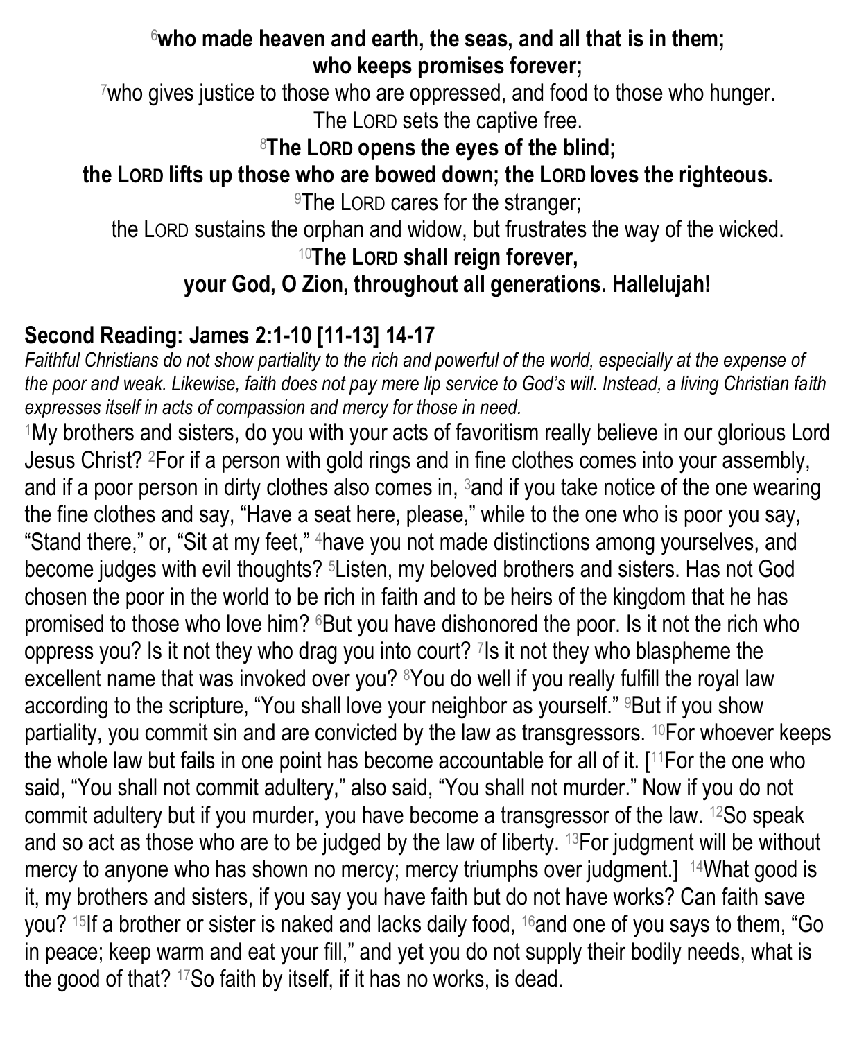[6]**who made heaven and earth, the seas, and all that is in them;**
**who keeps promises forever;**

[7]who gives justice to those who are oppressed, and food to those who hunger.
The LORD sets the captive free.

[8]**The LORD opens the eyes of the blind;**
**the LORD lifts up those who are bowed down; the LORD loves the righteous.**

[9]The LORD cares for the stranger;
the LORD sustains the orphan and widow, but frustrates the way of the wicked.

[10]**The LORD shall reign forever,**
**your God, O Zion, throughout all generations. Hallelujah!**

## Second Reading: James 2:1-10 [11-13] 14-17

*Faithful Christians do not show partiality to the rich and powerful of the world, especially at the expense of the poor and weak. Likewise, faith does not pay mere lip service to God's will. Instead, a living Christian faith expresses itself in acts of compassion and mercy for those in need.*

[1]My brothers and sisters, do you with your acts of favoritism really believe in our glorious Lord Jesus Christ? [2]For if a person with gold rings and in fine clothes comes into your assembly, and if a poor person in dirty clothes also comes in, [3]and if you take notice of the one wearing the fine clothes and say, "Have a seat here, please," while to the one who is poor you say, "Stand there," or, "Sit at my feet," [4]have you not made distinctions among yourselves, and become judges with evil thoughts? [5]Listen, my beloved brothers and sisters. Has not God chosen the poor in the world to be rich in faith and to be heirs of the kingdom that he has promised to those who love him? [6]But you have dishonored the poor. Is it not the rich who oppress you? Is it not they who drag you into court? [7]Is it not they who blaspheme the excellent name that was invoked over you? [8]You do well if you really fulfill the royal law according to the scripture, "You shall love your neighbor as yourself." [9]But if you show partiality, you commit sin and are convicted by the law as transgressors. [10]For whoever keeps the whole law but fails in one point has become accountable for all of it. [[11]For the one who said, "You shall not commit adultery," also said, "You shall not murder." Now if you do not commit adultery but if you murder, you have become a transgressor of the law. [12]So speak and so act as those who are to be judged by the law of liberty. [13]For judgment will be without mercy to anyone who has shown no mercy; mercy triumphs over judgment.] [14]What good is it, my brothers and sisters, if you say you have faith but do not have works? Can faith save you? [15]If a brother or sister is naked and lacks daily food, [16]and one of you says to them, "Go in peace; keep warm and eat your fill," and yet you do not supply their bodily needs, what is the good of that? [17]So faith by itself, if it has no works, is dead.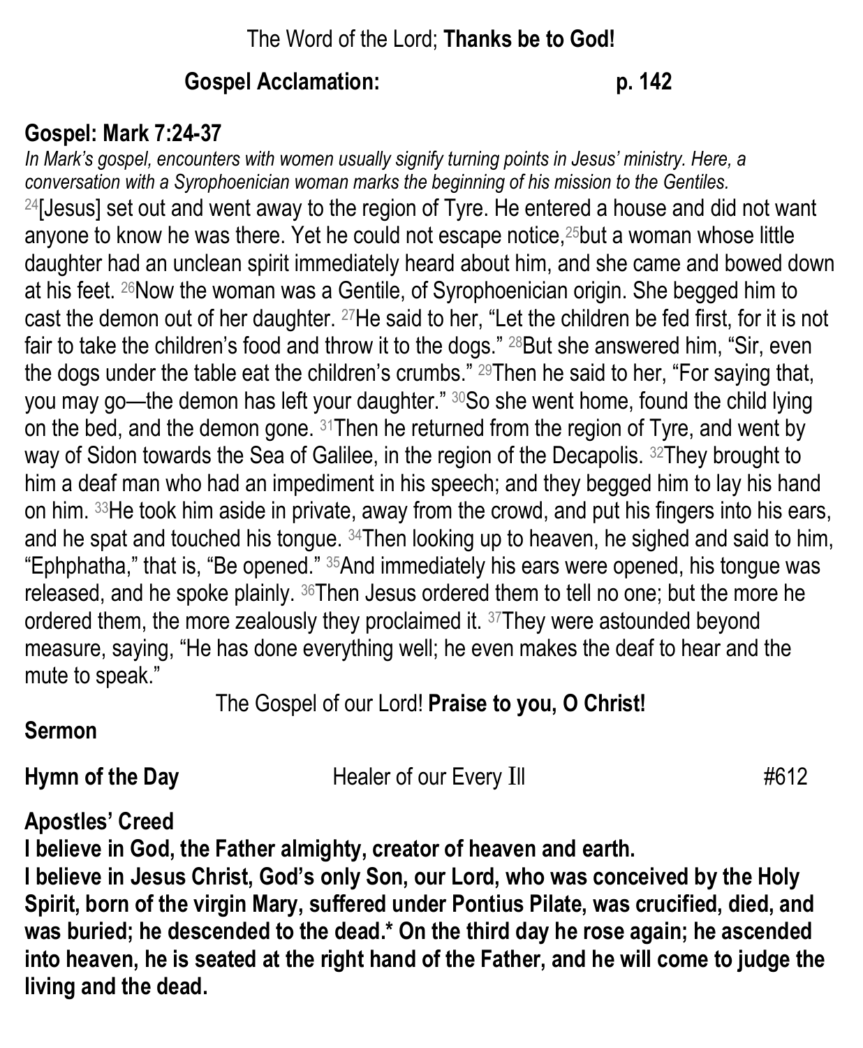The Word of the Lord; **Thanks be to God!**

**Gospel Acclamation:** **p. 142**

**Gospel: Mark 7:24-37**

*In Mark's gospel, encounters with women usually signify turning points in Jesus' ministry. Here, a conversation with a Syrophoenician woman marks the beginning of his mission to the Gentiles.*

[24][Jesus] set out and went away to the region of Tyre. He entered a house and did not want anyone to know he was there. Yet he could not escape notice,[25]but a woman whose little daughter had an unclean spirit immediately heard about him, and she came and bowed down at his feet. [26]Now the woman was a Gentile, of Syrophoenician origin. She begged him to cast the demon out of her daughter. [27]He said to her, "Let the children be fed first, for it is not fair to take the children's food and throw it to the dogs." [28]But she answered him, "Sir, even the dogs under the table eat the children's crumbs." [29]Then he said to her, "For saying that, you may go—the demon has left your daughter." [30]So she went home, found the child lying on the bed, and the demon gone. [31]Then he returned from the region of Tyre, and went by way of Sidon towards the Sea of Galilee, in the region of the Decapolis. [32]They brought to him a deaf man who had an impediment in his speech; and they begged him to lay his hand on him. [33]He took him aside in private, away from the crowd, and put his fingers into his ears, and he spat and touched his tongue. [34]Then looking up to heaven, he sighed and said to him, "Ephphatha," that is, "Be opened." [35]And immediately his ears were opened, his tongue was released, and he spoke plainly. [36]Then Jesus ordered them to tell no one; but the more he ordered them, the more zealously they proclaimed it. [37]They were astounded beyond measure, saying, "He has done everything well; he even makes the deaf to hear and the mute to speak."

The Gospel of our Lord! **Praise to you, O Christ!**

**Sermon**

**Hymn of the Day** Healer of our Every Ill #612

**Apostles' Creed**

**I believe in God, the Father almighty, creator of heaven and earth.**

**I believe in Jesus Christ, God's only Son, our Lord, who was conceived by the Holy Spirit, born of the virgin Mary, suffered under Pontius Pilate, was crucified, died, and was buried; he descended to the dead.* On the third day he rose again; he ascended into heaven, he is seated at the right hand of the Father, and he will come to judge the living and the dead.**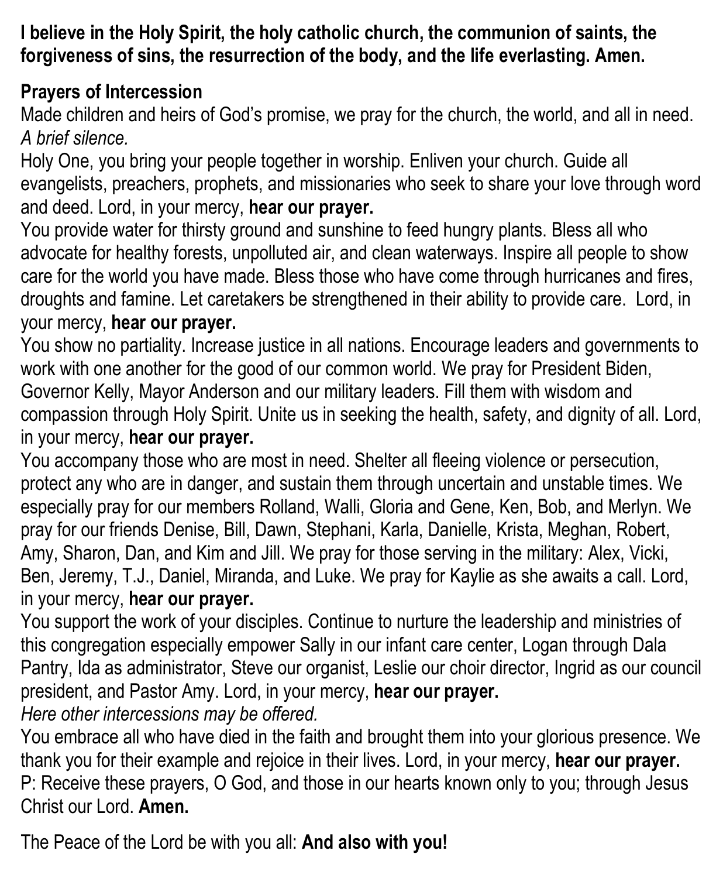**I believe in the Holy Spirit, the holy catholic church, the communion of saints, the forgiveness of sins, the resurrection of the body, and the life everlasting. Amen.**

**Prayers of Intercession**

Made children and heirs of God's promise, we pray for the church, the world, and all in need.
*A brief silence.*

Holy One, you bring your people together in worship. Enliven your church. Guide all evangelists, preachers, prophets, and missionaries who seek to share your love through word and deed. Lord, in your mercy, **hear our prayer.**

You provide water for thirsty ground and sunshine to feed hungry plants. Bless all who advocate for healthy forests, unpolluted air, and clean waterways. Inspire all people to show care for the world you have made. Bless those who have come through hurricanes and fires, droughts and famine. Let caretakers be strengthened in their ability to provide care. Lord, in your mercy, **hear our prayer.**

You show no partiality. Increase justice in all nations. Encourage leaders and governments to work with one another for the good of our common world. We pray for President Biden, Governor Kelly, Mayor Anderson and our military leaders. Fill them with wisdom and compassion through Holy Spirit. Unite us in seeking the health, safety, and dignity of all. Lord, in your mercy, **hear our prayer.**

You accompany those who are most in need. Shelter all fleeing violence or persecution, protect any who are in danger, and sustain them through uncertain and unstable times. We especially pray for our members Rolland, Walli, Gloria and Gene, Ken, Bob, and Merlyn. We pray for our friends Denise, Bill, Dawn, Stephani, Karla, Danielle, Krista, Meghan, Robert, Amy, Sharon, Dan, and Kim and Jill. We pray for those serving in the military: Alex, Vicki, Ben, Jeremy, T.J., Daniel, Miranda, and Luke. We pray for Kaylie as she awaits a call. Lord, in your mercy, **hear our prayer.**

You support the work of your disciples. Continue to nurture the leadership and ministries of this congregation especially empower Sally in our infant care center, Logan through Dala Pantry, Ida as administrator, Steve our organist, Leslie our choir director, Ingrid as our council president, and Pastor Amy. Lord, in your mercy, **hear our prayer.**
*Here other intercessions may be offered.*

You embrace all who have died in the faith and brought them into your glorious presence. We thank you for their example and rejoice in their lives. Lord, in your mercy, **hear our prayer.**
P: Receive these prayers, O God, and those in our hearts known only to you; through Jesus Christ our Lord. **Amen.**

The Peace of the Lord be with you all: **And also with you!**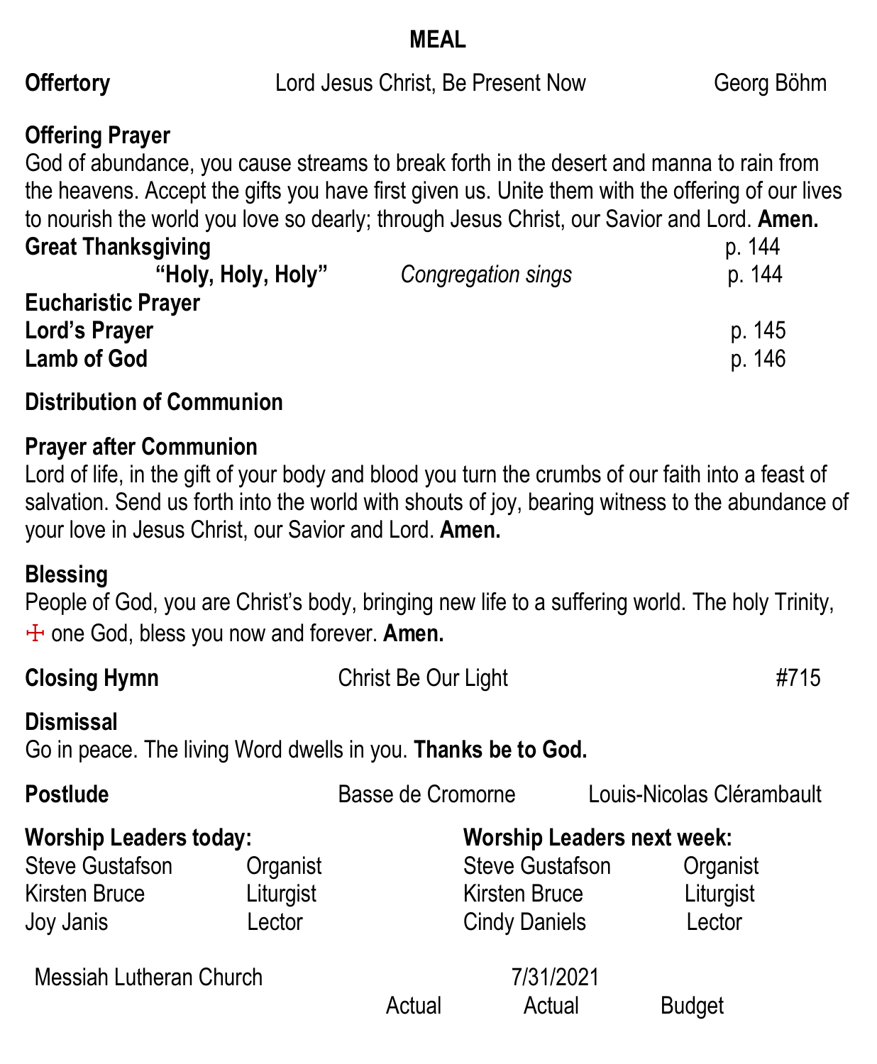## MEAL

**Offertory** Lord Jesus Christ, Be Present Now Georg Böhm

**Offering Prayer**

God of abundance, you cause streams to break forth in the desert and manna to rain from the heavens. Accept the gifts you have first given us. Unite them with the offering of our lives to nourish the world you love so dearly; through Jesus Christ, our Savior and Lord. **Amen.**

**Great Thanksgiving** p. 144

**"Holy, Holy, Holy"** *Congregation sings* p. 144

**Eucharistic Prayer**

**Lord's Prayer** p. 145

**Lamb of God** p. 146

**Distribution of Communion**

**Prayer after Communion**

Lord of life, in the gift of your body and blood you turn the crumbs of our faith into a feast of salvation. Send us forth into the world with shouts of joy, bearing witness to the abundance of your love in Jesus Christ, our Savior and Lord. **Amen.**

**Blessing**

People of God, you are Christ's body, bringing new life to a suffering world. The holy Trinity, ☩ one God, bless you now and forever. **Amen.**

**Closing Hymn** Christ Be Our Light #715

**Dismissal**

Go in peace. The living Word dwells in you. **Thanks be to God.**

**Postlude** Basse de Cromorne Louis-Nicolas Clérambault

**Worship Leaders today:**

| | |
|---|---|
| Steve Gustafson | Organist |
| Kirsten Bruce | Liturgist |
| Joy Janis | Lector |

**Worship Leaders next week:**

| | |
|---|---|
| Steve Gustafson | Organist |
| Kirsten Bruce | Liturgist |
| Cindy Daniels | Lector |

| Messiah Lutheran Church | | 7/31/2021 | |
|---|---|---|---|
| | Actual | Actual | Budget |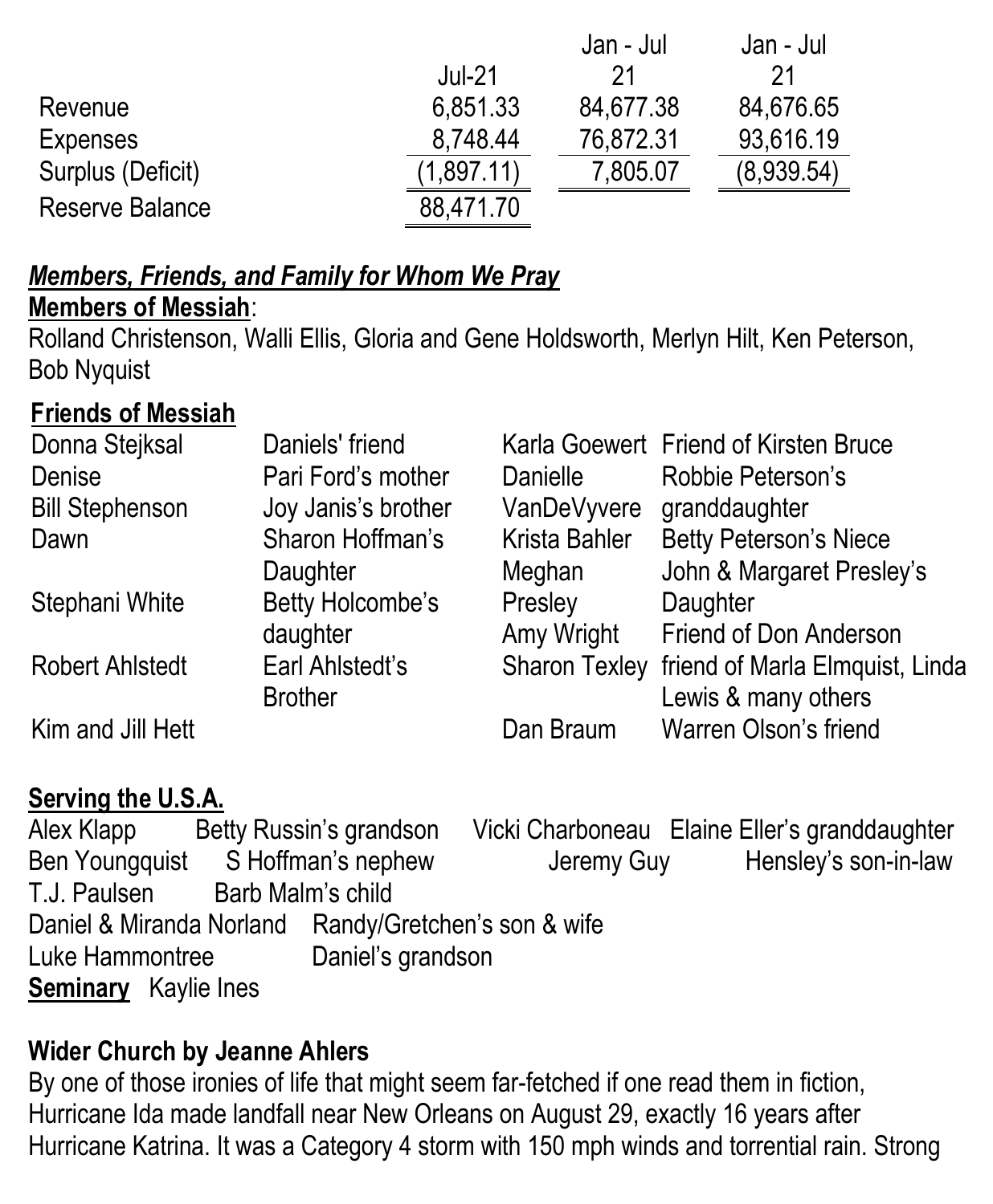|  | Jul-21 | Jan - Jul 21 | Jan - Jul 21 |
|---|---|---|---|
| Revenue | 6,851.33 | 84,677.38 | 84,676.65 |
| Expenses | 8,748.44 | 76,872.31 | 93,616.19 |
| Surplus (Deficit) | (1,897.11) | 7,805.07 | (8,939.54) |
| Reserve Balance | 88,471.70 |  |  |

***Members, Friends, and Family for Whom We Pray***

**Members of Messiah**:
Rolland Christenson, Walli Ellis, Gloria and Gene Holdsworth, Merlyn Hilt, Ken Peterson, Bob Nyquist

**Friends of Messiah**

| | |
|---|---|
| Donna Stejksal | Daniels' friend |
| Denise | Pari Ford's mother |
| Bill Stephenson | Joy Janis's brother |
| Dawn | Sharon Hoffman's Daughter |
| Stephani White | Betty Holcombe's daughter |
| Robert Ahlstedt | Earl Ahlstedt's Brother |
| Kim and Jill Hett | |
| Karla Goewert | Friend of Kirsten Bruce |
| Danielle VanDeVyvere | Robbie Peterson's granddaughter |
| Krista Bahler | Betty Peterson's Niece |
| Meghan Presley | John & Margaret Presley's Daughter |
| Amy Wright | Friend of Don Anderson |
| Sharon Texley | friend of Marla Elmquist, Linda Lewis & many others |
| Dan Braum | Warren Olson's friend |

**Serving the U.S.A.**

| | |
|---|---|
| Alex Klapp | Betty Russin's grandson |
| Vicki Charboneau | Elaine Eller's granddaughter |
| Ben Youngquist | S Hoffman's nephew |
| Jeremy Guy | Hensley's son-in-law |
| T.J. Paulsen | Barb Malm's child |
| Daniel & Miranda Norland | Randy/Gretchen's son & wife |
| Luke Hammontree | Daniel's grandson |

**Seminary** Kaylie Ines

**Wider Church by Jeanne Ahlers**

By one of those ironies of life that might seem far-fetched if one read them in fiction, Hurricane Ida made landfall near New Orleans on August 29, exactly 16 years after Hurricane Katrina. It was a Category 4 storm with 150 mph winds and torrential rain. Strong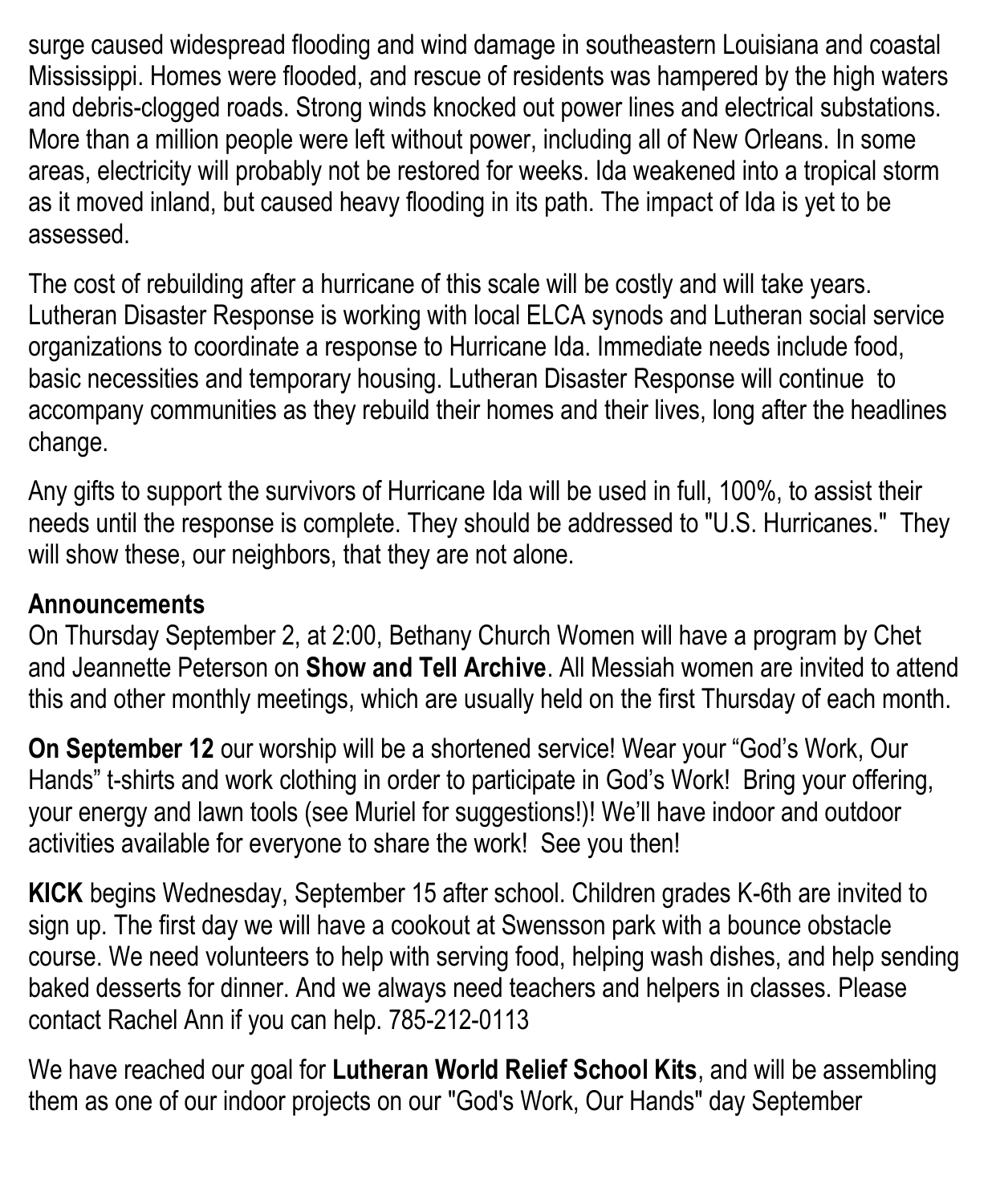surge caused widespread flooding and wind damage in southeastern Louisiana and coastal Mississippi. Homes were flooded, and rescue of residents was hampered by the high waters and debris-clogged roads. Strong winds knocked out power lines and electrical substations. More than a million people were left without power, including all of New Orleans. In some areas, electricity will probably not be restored for weeks. Ida weakened into a tropical storm as it moved inland, but caused heavy flooding in its path. The impact of Ida is yet to be assessed.

The cost of rebuilding after a hurricane of this scale will be costly and will take years. Lutheran Disaster Response is working with local ELCA synods and Lutheran social service organizations to coordinate a response to Hurricane Ida. Immediate needs include food, basic necessities and temporary housing. Lutheran Disaster Response will continue to accompany communities as they rebuild their homes and their lives, long after the headlines change.

Any gifts to support the survivors of Hurricane Ida will be used in full, 100%, to assist their needs until the response is complete. They should be addressed to "U.S. Hurricanes." They will show these, our neighbors, that they are not alone.

**Announcements**

On Thursday September 2, at 2:00, Bethany Church Women will have a program by Chet and Jeannette Peterson on **Show and Tell Archive**. All Messiah women are invited to attend this and other monthly meetings, which are usually held on the first Thursday of each month.

**On September 12** our worship will be a shortened service! Wear your "God's Work, Our Hands" t-shirts and work clothing in order to participate in God's Work! Bring your offering, your energy and lawn tools (see Muriel for suggestions!)! We'll have indoor and outdoor activities available for everyone to share the work! See you then!

**KICK** begins Wednesday, September 15 after school. Children grades K-6th are invited to sign up. The first day we will have a cookout at Swensson park with a bounce obstacle course. We need volunteers to help with serving food, helping wash dishes, and help sending baked desserts for dinner. And we always need teachers and helpers in classes. Please contact Rachel Ann if you can help. 785-212-0113

We have reached our goal for **Lutheran World Relief School Kits**, and will be assembling them as one of our indoor projects on our "God's Work, Our Hands" day September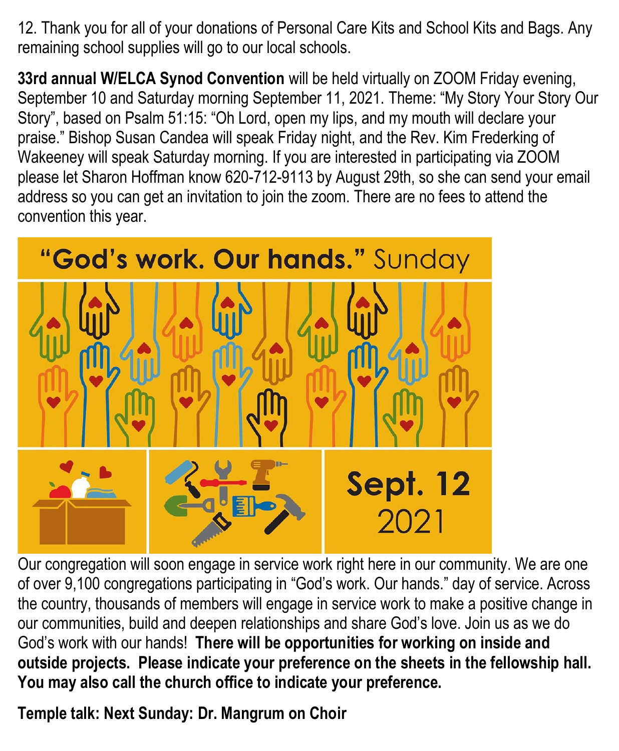12. Thank you for all of your donations of Personal Care Kits and School Kits and Bags. Any remaining school supplies will go to our local schools.

**33rd annual W/ELCA Synod Convention** will be held virtually on ZOOM Friday evening, September 10 and Saturday morning September 11, 2021. Theme: "My Story Your Story Our Story", based on Psalm 51:15: "Oh Lord, open my lips, and my mouth will declare your praise." Bishop Susan Candea will speak Friday night, and the Rev. Kim Frederking of Wakeeney will speak Saturday morning. If you are interested in participating via ZOOM please let Sharon Hoffman know 620-712-9113 by August 29th, so she can send your email address so you can get an invitation to join the zoom. There are no fees to attend the convention this year.

"God's work. Our hands." Sunday

Sept. 12
2021

Our congregation will soon engage in service work right here in our community. We are one of over 9,100 congregations participating in "God's work. Our hands." day of service. Across the country, thousands of members will engage in service work to make a positive change in our communities, build and deepen relationships and share God's love. Join us as we do God's work with our hands! **There will be opportunities for working on inside and outside projects. Please indicate your preference on the sheets in the fellowship hall. You may also call the church office to indicate your preference.**

**Temple talk: Next Sunday: Dr. Mangrum on Choir**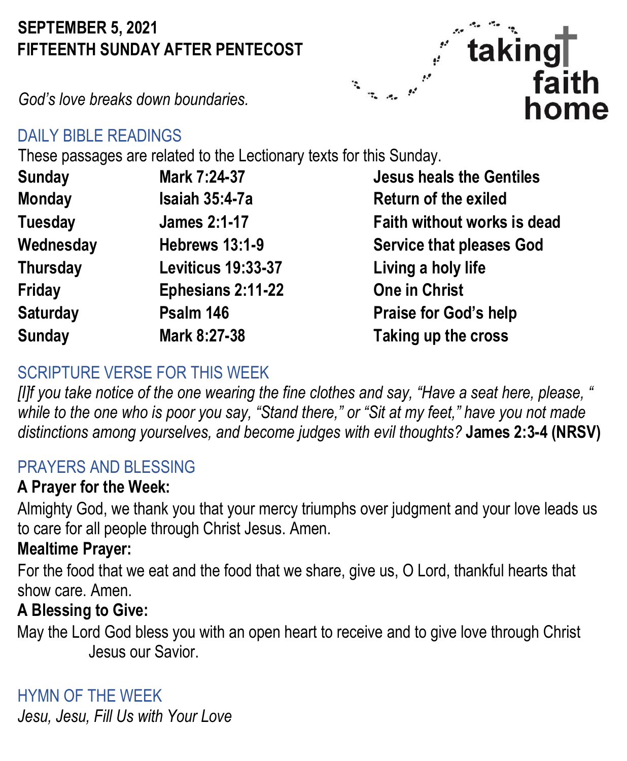**SEPTEMBER 5, 2021**
**FIFTEENTH SUNDAY AFTER PENTECOST**

taking faith home

*God's love breaks down boundaries.*

## DAILY BIBLE READINGS

These passages are related to the Lectionary texts for this Sunday.

| | | |
|---|---|---|
| **Sunday** | **Mark 7:24-37** | **Jesus heals the Gentiles** |
| **Monday** | **Isaiah 35:4-7a** | **Return of the exiled** |
| **Tuesday** | **James 2:1-17** | **Faith without works is dead** |
| **Wednesday** | **Hebrews 13:1-9** | **Service that pleases God** |
| **Thursday** | **Leviticus 19:33-37** | **Living a holy life** |
| **Friday** | **Ephesians 2:11-22** | **One in Christ** |
| **Saturday** | **Psalm 146** | **Praise for God's help** |
| **Sunday** | **Mark 8:27-38** | **Taking up the cross** |

## SCRIPTURE VERSE FOR THIS WEEK

*[I]f you take notice of the one wearing the fine clothes and say, "Have a seat here, please, " while to the one who is poor you say, "Stand there," or "Sit at my feet," have you not made distinctions among yourselves, and become judges with evil thoughts?* **James 2:3-4 (NRSV)**

## PRAYERS AND BLESSING

**A Prayer for the Week:**

Almighty God, we thank you that your mercy triumphs over judgment and your love leads us to care for all people through Christ Jesus. Amen.

**Mealtime Prayer:**

For the food that we eat and the food that we share, give us, O Lord, thankful hearts that show care. Amen.

**A Blessing to Give:**

May the Lord God bless you with an open heart to receive and to give love through Christ Jesus our Savior.

## HYMN OF THE WEEK

*Jesu, Jesu, Fill Us with Your Love*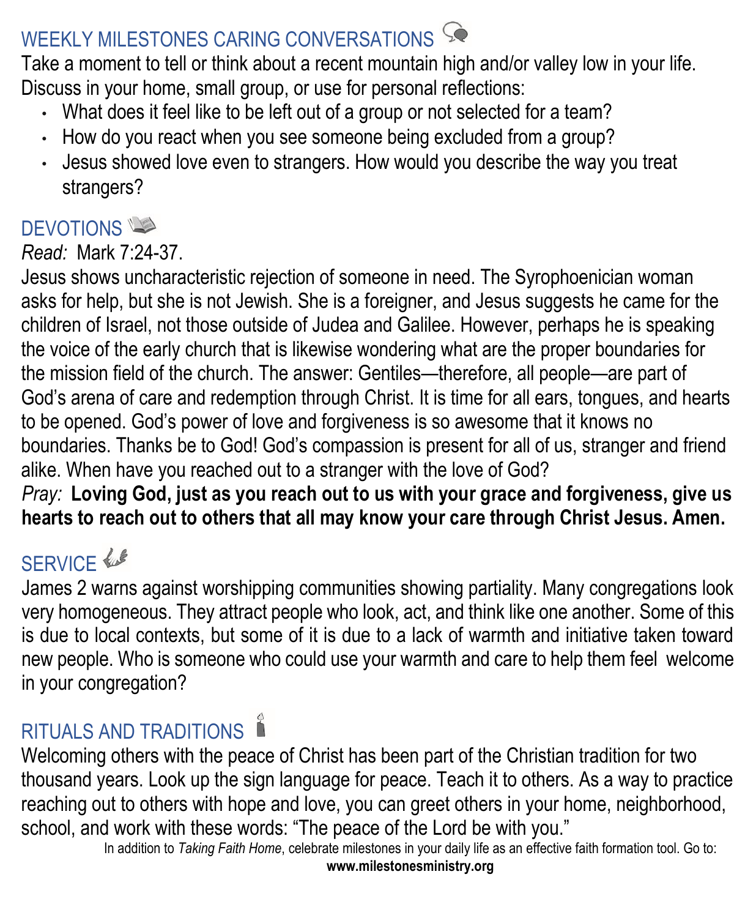## WEEKLY MILESTONES CARING CONVERSATIONS

Take a moment to tell or think about a recent mountain high and/or valley low in your life. Discuss in your home, small group, or use for personal reflections:

- What does it feel like to be left out of a group or not selected for a team?
- How do you react when you see someone being excluded from a group?
- Jesus showed love even to strangers. How would you describe the way you treat strangers?

## DEVOTIONS

*Read:* Mark 7:24-37.

Jesus shows uncharacteristic rejection of someone in need. The Syrophoenician woman asks for help, but she is not Jewish. She is a foreigner, and Jesus suggests he came for the children of Israel, not those outside of Judea and Galilee. However, perhaps he is speaking the voice of the early church that is likewise wondering what are the proper boundaries for the mission field of the church. The answer: Gentiles—therefore, all people—are part of God's arena of care and redemption through Christ. It is time for all ears, tongues, and hearts to be opened. God's power of love and forgiveness is so awesome that it knows no boundaries. Thanks be to God! God's compassion is present for all of us, stranger and friend alike. When have you reached out to a stranger with the love of God?

*Pray:* **Loving God, just as you reach out to us with your grace and forgiveness, give us hearts to reach out to others that all may know your care through Christ Jesus. Amen.**

## SERVICE

James 2 warns against worshipping communities showing partiality. Many congregations look very homogeneous. They attract people who look, act, and think like one another. Some of this is due to local contexts, but some of it is due to a lack of warmth and initiative taken toward new people. Who is someone who could use your warmth and care to help them feel welcome in your congregation?

## RITUALS AND TRADITIONS

Welcoming others with the peace of Christ has been part of the Christian tradition for two thousand years. Look up the sign language for peace. Teach it to others. As a way to practice reaching out to others with hope and love, you can greet others in your home, neighborhood, school, and work with these words: "The peace of the Lord be with you."

In addition to *Taking Faith Home*, celebrate milestones in your daily life as an effective faith formation tool. Go to: **www.milestonesministry.org**